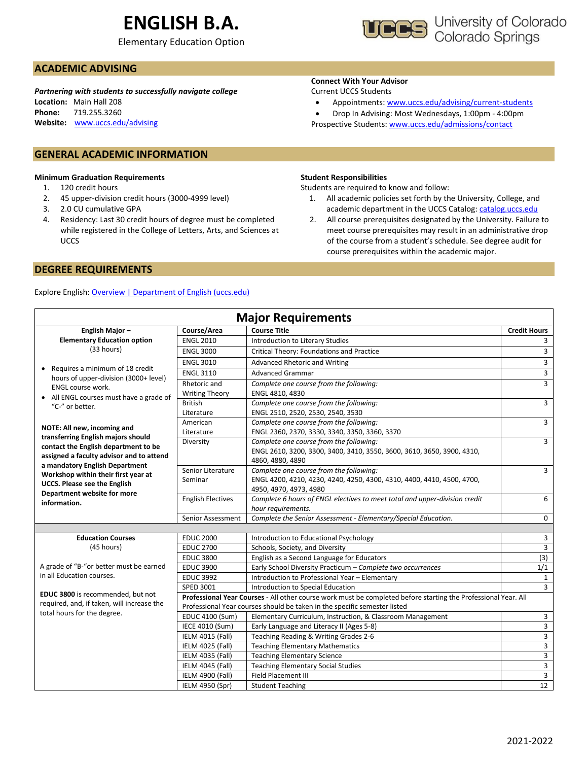# ENGLISH B.A.

Elementary Education Option

University of Colorado Colorado Springs

## ACADEMIC ADVISING

***Partnering with students to successfully navigate college***

**Location:** Main Hall 208
**Phone:** 719.255.3260
**Website:** www.uccs.edu/advising

**Connect With Your Advisor**

Current UCCS Students

- Appointments: www.uccs.edu/advising/current-students
- Drop In Advising: Most Wednesdays, 1:00pm - 4:00pm

Prospective Students: www.uccs.edu/admissions/contact

## GENERAL ACADEMIC INFORMATION

**Minimum Graduation Requirements**

1. 120 credit hours
2. 45 upper-division credit hours (3000-4999 level)
3. 2.0 CU cumulative GPA
4. Residency: Last 30 credit hours of degree must be completed while registered in the College of Letters, Arts, and Sciences at UCCS

**Student Responsibilities**

Students are required to know and follow:

1. All academic policies set forth by the University, College, and academic department in the UCCS Catalog: catalog.uccs.edu
2. All course prerequisites designated by the University. Failure to meet course prerequisites may result in an administrative drop of the course from a student's schedule. See degree audit for course prerequisites within the academic major.

## DEGREE REQUIREMENTS

Explore English: Overview | Department of English (uccs.edu)

### Major Requirements

**English Major – Elementary Education option** (33 hours)

- Requires a minimum of 18 credit hours of upper-division (3000+ level) ENGL course work.
- All ENGL courses must have a grade of "C-" or better.

**NOTE: All new, incoming and transferring English majors should contact the English department to be assigned a faculty advisor and to attend a mandatory English Department Workshop within their first year at UCCS. Please see the English Department website for more information.**

| Course/Area | Course Title | Credit Hours |
|---|---|---|
| ENGL 2010 | Introduction to Literary Studies | 3 |
| ENGL 3000 | Critical Theory: Foundations and Practice | 3 |
| ENGL 3010 | Advanced Rhetoric and Writing | 3 |
| ENGL 3110 | Advanced Grammar | 3 |
| Rhetoric and Writing Theory | *Complete one course from the following:* ENGL 4810, 4830 | 3 |
| British Literature | *Complete one course from the following:* ENGL 2510, 2520, 2530, 2540, 3530 | 3 |
| American Literature | *Complete one course from the following:* ENGL 2360, 2370, 3330, 3340, 3350, 3360, 3370 | 3 |
| Diversity | *Complete one course from the following:* ENGL 2610, 3200, 3300, 3400, 3410, 3550, 3600, 3610, 3650, 3900, 4310, 4860, 4880, 4890 | 3 |
| Senior Literature Seminar | *Complete one course from the following:* ENGL 4200, 4210, 4230, 4240, 4250, 4300, 4310, 4400, 4410, 4500, 4700, 4950, 4970, 4973, 4980 | 3 |
| English Electives | *Complete 6 hours of ENGL electives to meet total and upper-division credit hour requirements.* | 6 |
| Senior Assessment | *Complete the Senior Assessment - Elementary/Special Education.* | 0 |

**Education Courses** (45 hours)

A grade of "B-"or better must be earned in all Education courses.

**EDUC 3800** is recommended, but not required, and, if taken, will increase the total hours for the degree.

| Course/Area | Course Title | Credit Hours |
|---|---|---|
| EDUC 2000 | Introduction to Educational Psychology | 3 |
| EDUC 2700 | Schools, Society, and Diversity | 3 |
| EDUC 3800 | English as a Second Language for Educators | (3) |
| EDUC 3900 | Early School Diversity Practicum – *Complete two occurrences* | 1/1 |
| EDUC 3992 | Introduction to Professional Year – Elementary | 1 |
| SPED 3001 | Introduction to Special Education | 3 |
| **Professional Year Courses -** All other course work must be completed before starting the Professional Year. All Professional Year courses should be taken in the specific semester listed | | |
| EDUC 4100 (Sum) | Elementary Curriculum, Instruction, & Classroom Management | 3 |
| IECE 4010 (Sum) | Early Language and Literacy II (Ages 5-8) | 3 |
| IELM 4015 (Fall) | Teaching Reading & Writing Grades 2-6 | 3 |
| IELM 4025 (Fall) | Teaching Elementary Mathematics | 3 |
| IELM 4035 (Fall) | Teaching Elementary Science | 3 |
| IELM 4045 (Fall) | Teaching Elementary Social Studies | 3 |
| IELM 4900 (Fall) | Field Placement III | 3 |
| IELM 4950 (Spr) | Student Teaching | 12 |

2021-2022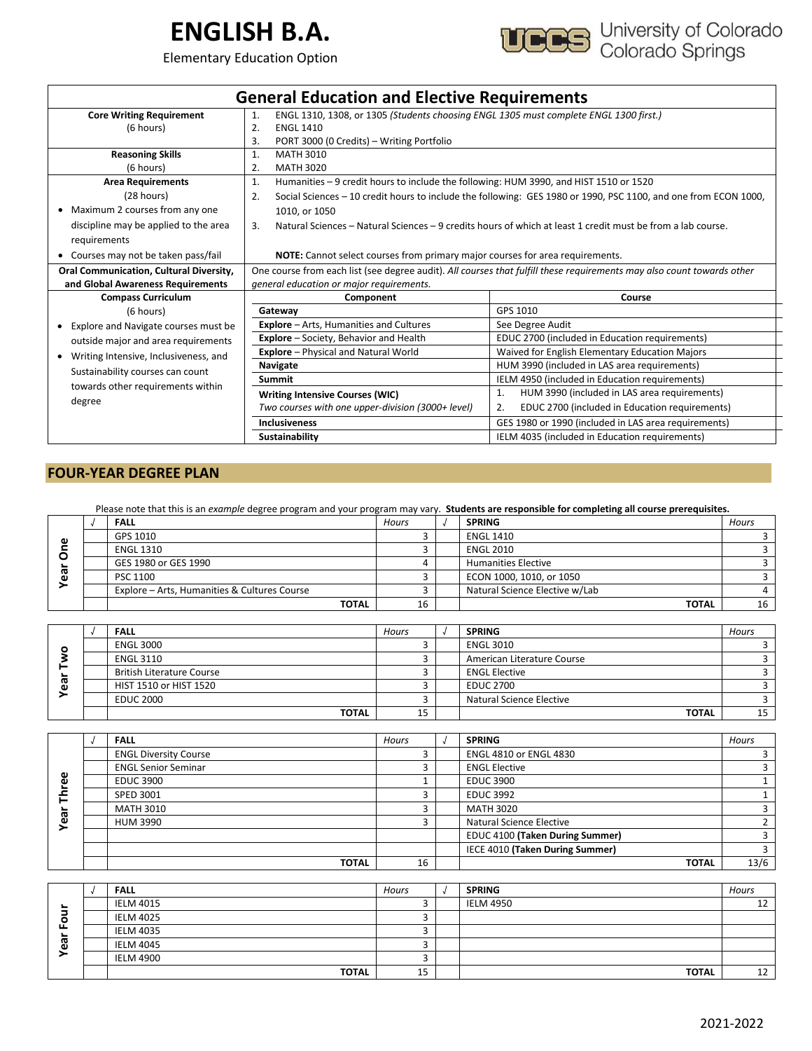# ENGLISH B.A.

Elementary Education Option

University of Colorado Colorado Springs

## General Education and Elective Requirements

| | |
|---|---|
| **Core Writing Requirement** (6 hours) | 1. ENGL 1310, 1308, or 1305 *(Students choosing ENGL 1305 must complete ENGL 1300 first.)*<br>2. ENGL 1410<br>3. PORT 3000 (0 Credits) – Writing Portfolio |
| **Reasoning Skills** (6 hours) | 1. MATH 3010<br>2. MATH 3020 |
| **Area Requirements** (28 hours)<br>• Maximum 2 courses from any one discipline may be applied to the area requirements<br>• Courses may not be taken pass/fail | 1. Humanities – 9 credit hours to include the following: HUM 3990, and HIST 1510 or 1520<br>2. Social Sciences – 10 credit hours to include the following: GES 1980 or 1990, PSC 1100, and one from ECON 1000, 1010, or 1050<br>3. Natural Sciences – Natural Sciences – 9 credits hours of which at least 1 credit must be from a lab course.<br>**NOTE:** Cannot select courses from primary major courses for area requirements. |
| **Oral Communication, Cultural Diversity, and Global Awareness Requirements** | One course from each list (see degree audit). *All courses that fulfill these requirements may also count towards other general education or major requirements.* |

**Compass Curriculum** (6 hours)
- Explore and Navigate courses must be outside major and area requirements
- Writing Intensive, Inclusiveness, and Sustainability courses can count towards other requirements within degree

| Component | Course |
|---|---|
| **Gateway** | GPS 1010 |
| **Explore** – Arts, Humanities and Cultures | See Degree Audit |
| **Explore** – Society, Behavior and Health | EDUC 2700 (included in Education requirements) |
| **Explore** – Physical and Natural World | Waived for English Elementary Education Majors |
| **Navigate** | HUM 3990 (included in LAS area requirements) |
| **Summit** | IELM 4950 (included in Education requirements) |
| **Writing Intensive Courses (WIC)**<br>*Two courses with one upper-division (3000+ level)* | 1. HUM 3990 (included in LAS area requirements)<br>2. EDUC 2700 (included in Education requirements) |
| **Inclusiveness** | GES 1980 or 1990 (included in LAS area requirements) |
| **Sustainability** | IELM 4035 (included in Education requirements) |

## FOUR-YEAR DEGREE PLAN

Please note that this is an *example* degree program and your program may vary. **Students are responsible for completing all course prerequisites.**

### Year One

| √ | FALL | Hours | √ | SPRING | Hours |
|---|---|---|---|---|---|
| | GPS 1010 | 3 | | ENGL 1410 | 3 |
| | ENGL 1310 | 3 | | ENGL 2010 | 3 |
| | GES 1980 or GES 1990 | 4 | | Humanities Elective | 3 |
| | PSC 1100 | 3 | | ECON 1000, 1010, or 1050 | 3 |
| | Explore – Arts, Humanities & Cultures Course | 3 | | Natural Science Elective w/Lab | 4 |
| | **TOTAL** | 16 | | **TOTAL** | 16 |

### Year Two

| √ | FALL | Hours | √ | SPRING | Hours |
|---|---|---|---|---|---|
| | ENGL 3000 | 3 | | ENGL 3010 | 3 |
| | ENGL 3110 | 3 | | American Literature Course | 3 |
| | British Literature Course | 3 | | ENGL Elective | 3 |
| | HIST 1510 or HIST 1520 | 3 | | EDUC 2700 | 3 |
| | EDUC 2000 | 3 | | Natural Science Elective | 3 |
| | **TOTAL** | 15 | | **TOTAL** | 15 |

### Year Three

| √ | FALL | Hours | √ | SPRING | Hours |
|---|---|---|---|---|---|
| | ENGL Diversity Course | 3 | | ENGL 4810 or ENGL 4830 | 3 |
| | ENGL Senior Seminar | 3 | | ENGL Elective | 3 |
| | EDUC 3900 | 1 | | EDUC 3900 | 1 |
| | SPED 3001 | 3 | | EDUC 3992 | 1 |
| | MATH 3010 | 3 | | MATH 3020 | 3 |
| | HUM 3990 | 3 | | Natural Science Elective | 2 |
| | | | | EDUC 4100 **(Taken During Summer)** | 3 |
| | | | | IECE 4010 **(Taken During Summer)** | 3 |
| | **TOTAL** | 16 | | **TOTAL** | 13/6 |

### Year Four

| √ | FALL | Hours | √ | SPRING | Hours |
|---|---|---|---|---|---|
| | IELM 4015 | 3 | | IELM 4950 | 12 |
| | IELM 4025 | 3 | | | |
| | IELM 4035 | 3 | | | |
| | IELM 4045 | 3 | | | |
| | IELM 4900 | 3 | | | |
| | **TOTAL** | 15 | | **TOTAL** | 12 |

2021-2022